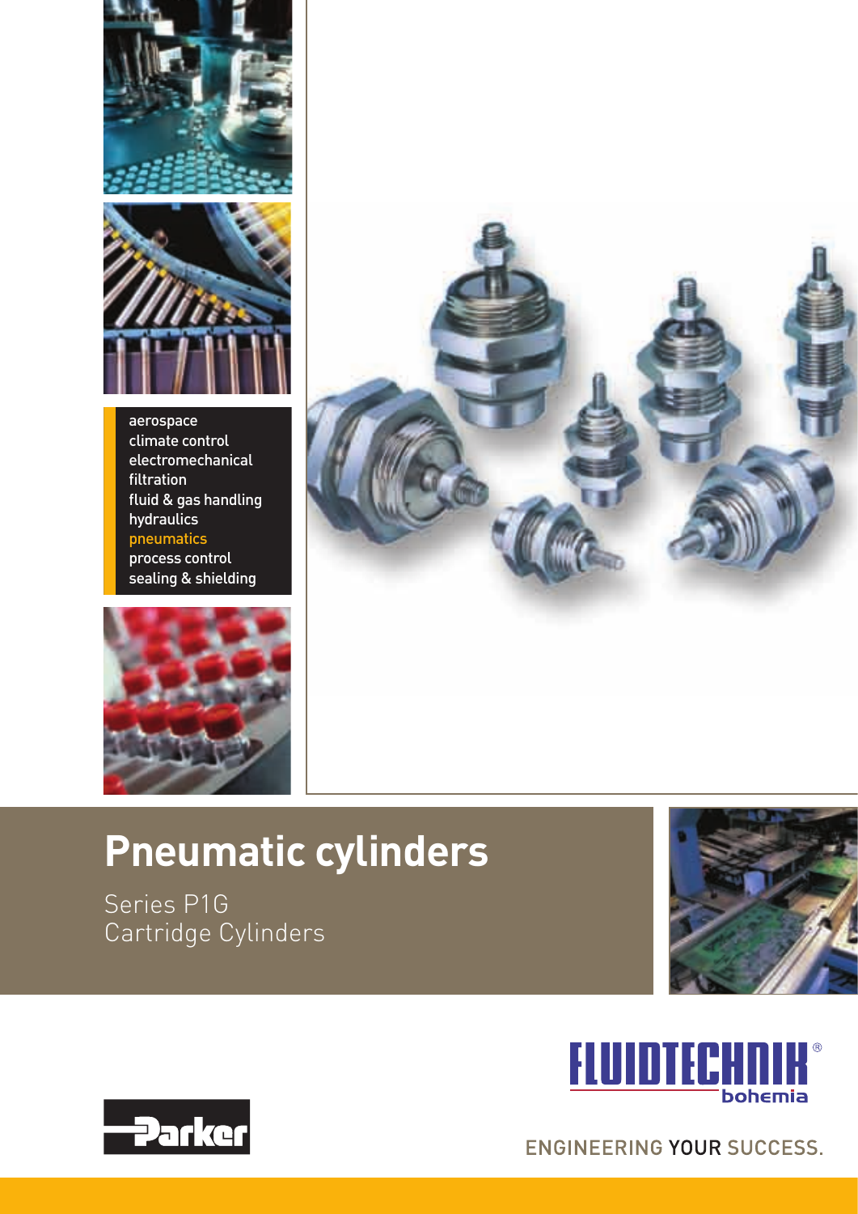aerospace
climate control
electromechanical
filtration
fluid & gas handling
hydraulics
pneumatics
process control
sealing & shielding

# Pneumatic cylinders

Series P1G
Cartridge Cylinders

FLUIDTECHNIK® bohemia

Parker

ENGINEERING YOUR SUCCESS.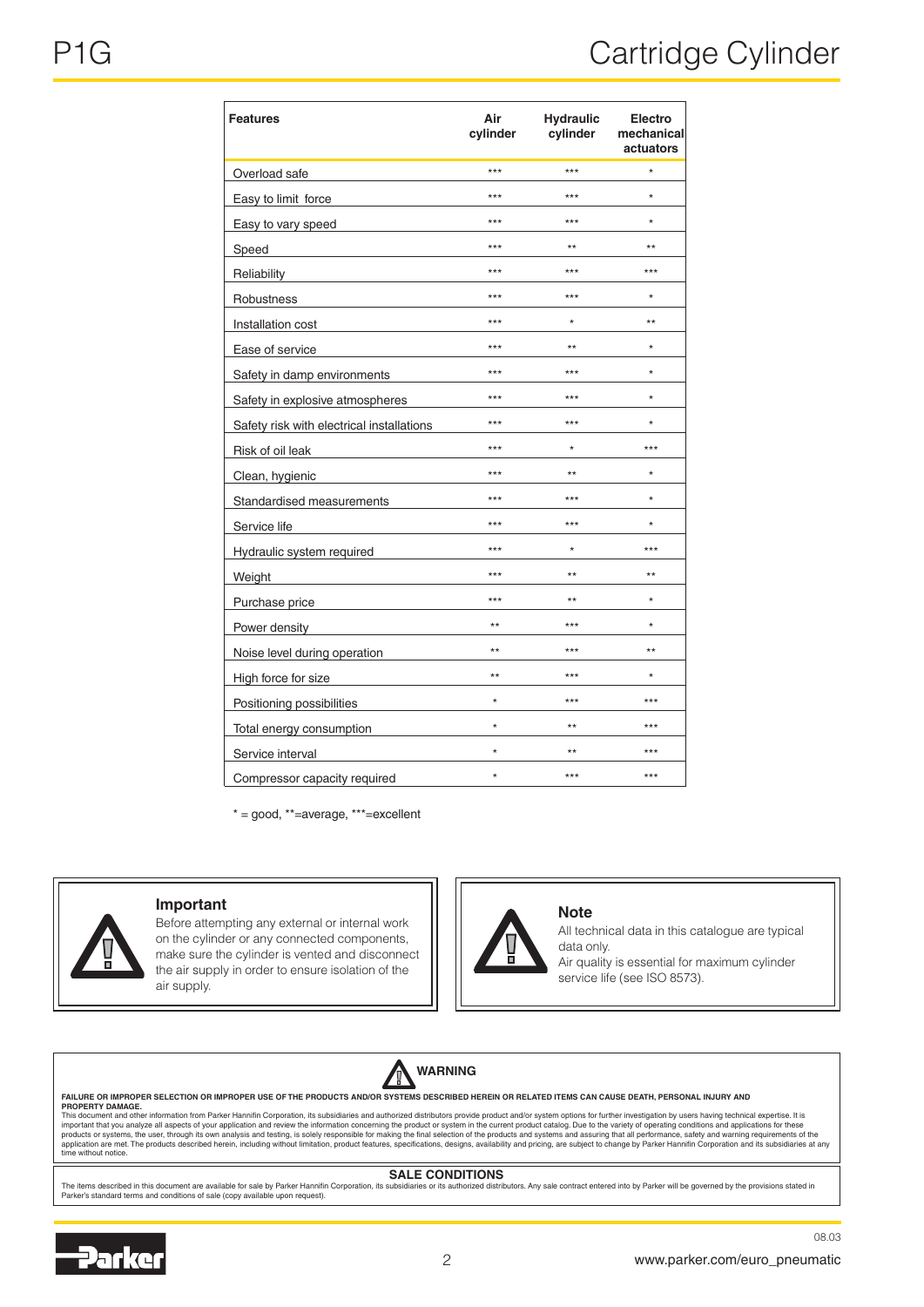| Features | Air cylinder | Hydraulic cylinder | Electro mechanical actuators |
|---|---|---|---|
| Overload safe | *** | *** | * |
| Easy to limit force | *** | *** | * |
| Easy to vary speed | *** | *** | * |
| Speed | *** | ** | ** |
| Reliability | *** | *** | *** |
| Robustness | *** | *** | * |
| Installation cost | *** | * | ** |
| Ease of service | *** | ** | * |
| Safety in damp environments | *** | *** | * |
| Safety in explosive atmospheres | *** | *** | * |
| Safety risk with electrical installations | *** | *** | * |
| Risk of oil leak | *** | * | *** |
| Clean, hygienic | *** | ** | * |
| Standardised measurements | *** | *** | * |
| Service life | *** | *** | * |
| Hydraulic system required | *** | * | *** |
| Weight | *** | ** | ** |
| Purchase price | *** | ** | * |
| Power density | ** | *** | * |
| Noise level during operation | ** | *** | ** |
| High force for size | ** | *** | * |
| Positioning possibilities | * | *** | *** |
| Total energy consumption | * | ** | *** |
| Service interval | * | ** | *** |
| Compressor capacity required | * | *** | *** |

* = good, **=average, ***=excellent

**Important**

Before attempting any external or internal work on the cylinder or any connected components, make sure the cylinder is vented and disconnect the air supply in order to ensure isolation of the air supply.

**Note**

All technical data in this catalogue are typical data only.
Air quality is essential for maximum cylinder service life (see ISO 8573).

**WARNING**

**FAILURE OR IMPROPER SELECTION OR IMPROPER USE OF THE PRODUCTS AND/OR SYSTEMS DESCRIBED HEREIN OR RELATED ITEMS CAN CAUSE DEATH, PERSONAL INJURY AND PROPERTY DAMAGE.**

This document and other information from Parker Hannifin Corporation, its subsidiaries and authorized distributors provide product and/or system options for further investigation by users having technical expertise. It is important that you analyze all aspects of your application and review the information concerning the product or system in the current product catalog. Due to the variety of operating conditions and applications for these products or systems, the user, through its own analysis and testing, is solely responsible for making the final selection of the products and systems and assuring that all performance, safety and warning requirements of the application are met. The products described herein, including without limitation, product features, specifications, designs, availability and pricing, are subject to change by Parker Hannifin Corporation and its subsidiaries at any time without notice.

**SALE CONDITIONS**

The items described in this document are available for sale by Parker Hannifin Corporation, its subsidiaries or its authorized distributors. Any sale contract entered into by Parker will be governed by the provisions stated in Parker's standard terms and conditions of sale (copy available upon request).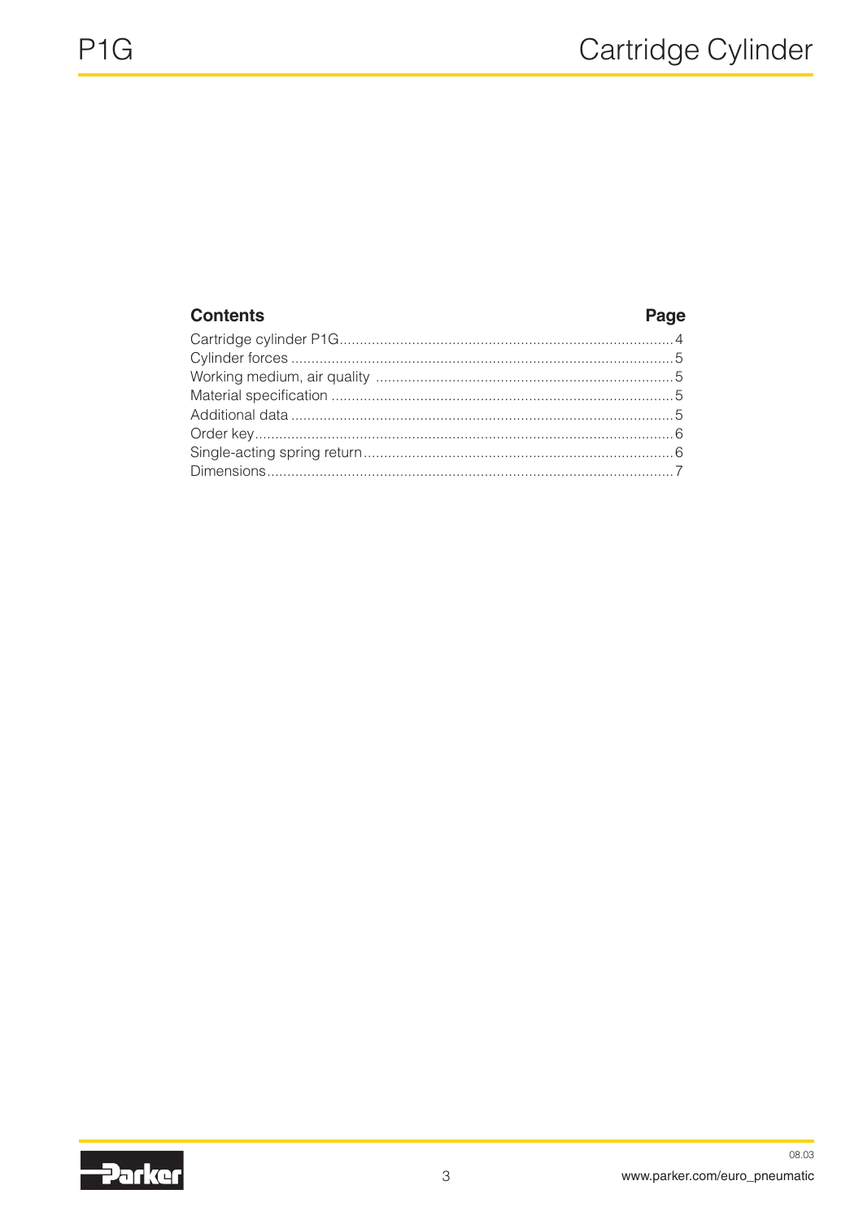## Contents

| Contents | Page |
|---|---|
| Cartridge cylinder P1G | 4 |
| Cylinder forces | 5 |
| Working medium, air quality | 5 |
| Material specification | 5 |
| Additional data | 5 |
| Order key | 6 |
| Single-acting spring return | 6 |
| Dimensions | 7 |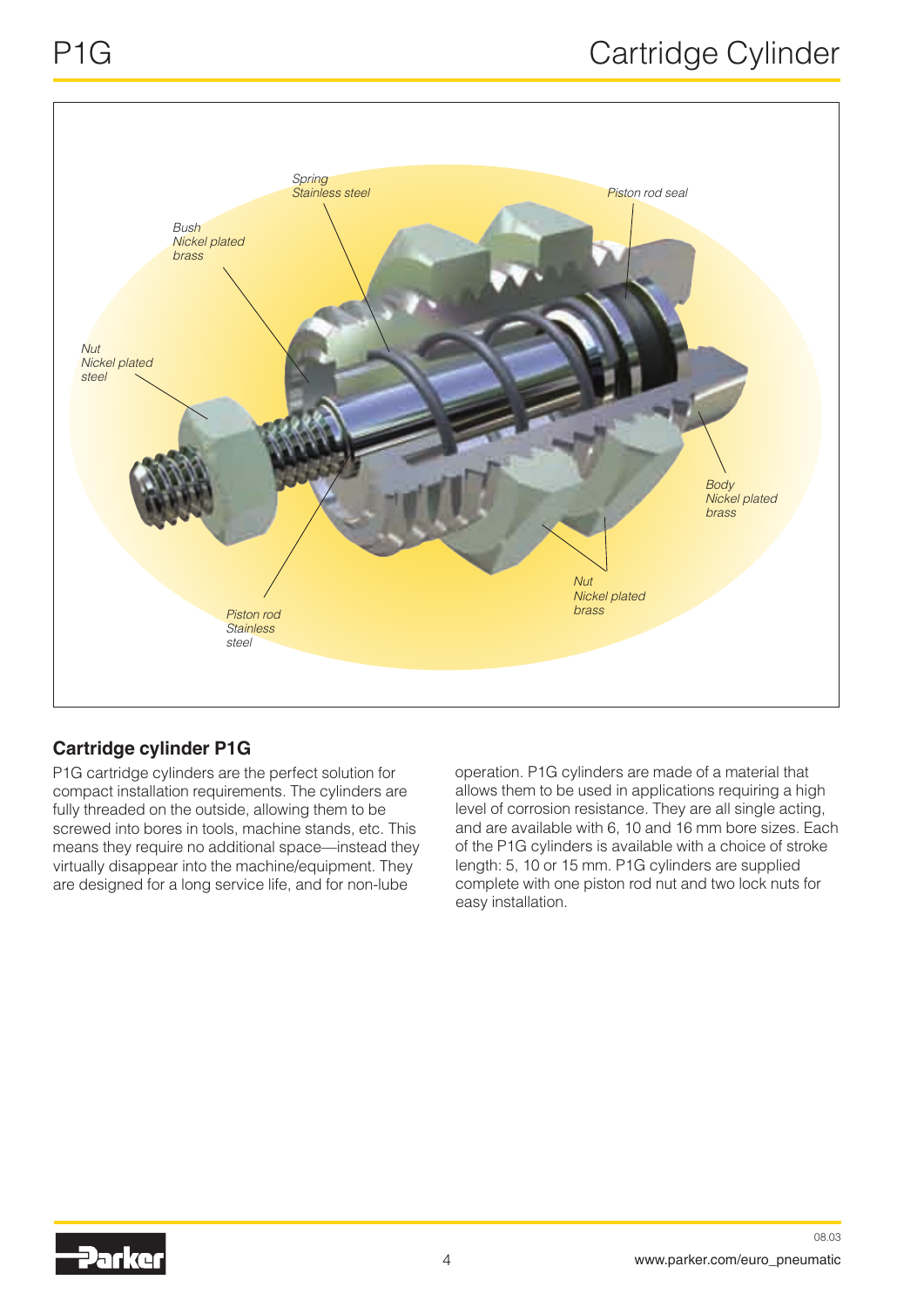*Spring*
*Stainless steel*

*Piston rod seal*

*Bush*
*Nickel plated brass*

*Nut*
*Nickel plated steel*

*Body*
*Nickel plated brass*

*Nut*
*Nickel plated brass*

*Piston rod*
*Stainless steel*

## Cartridge cylinder P1G

P1G cartridge cylinders are the perfect solution for compact installation requirements. The cylinders are fully threaded on the outside, allowing them to be screwed into bores in tools, machine stands, etc. This means they require no additional space—instead they virtually disappear into the machine/equipment. They are designed for a long service life, and for non-lube operation. P1G cylinders are made of a material that allows them to be used in applications requiring a high level of corrosion resistance. They are all single acting, and are available with 6, 10 and 16 mm bore sizes. Each of the P1G cylinders is available with a choice of stroke length: 5, 10 or 15 mm. P1G cylinders are supplied complete with one piston rod nut and two lock nuts for easy installation.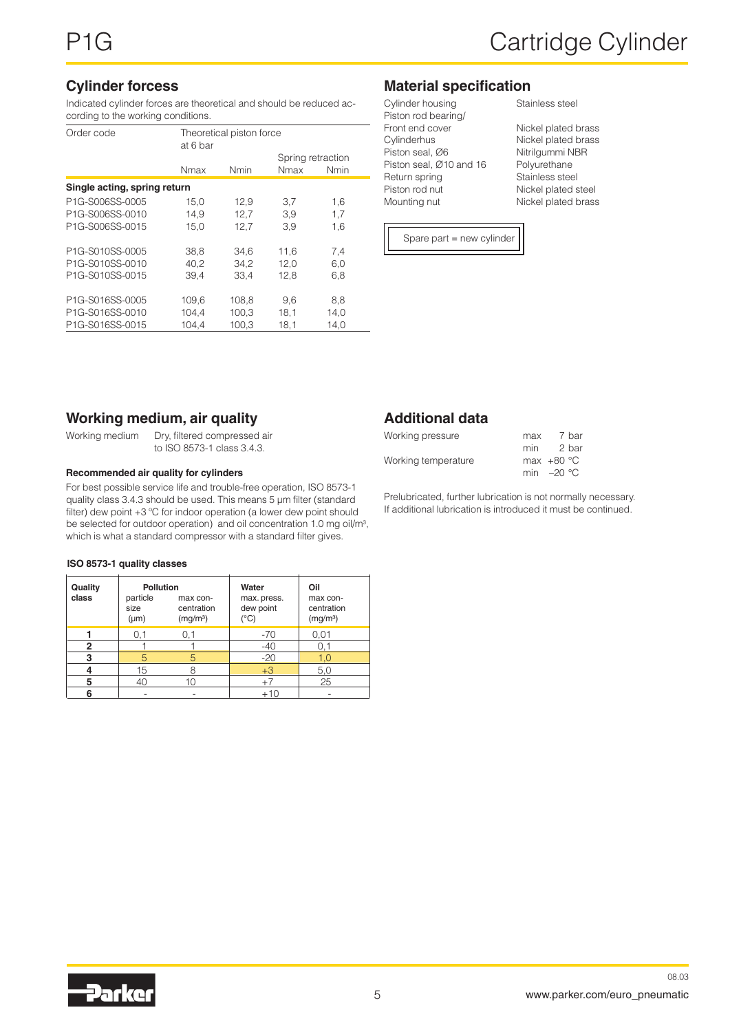# P1G Cartridge Cylinder

## Cylinder forcess

Indicated cylinder forces are theoretical and should be reduced according to the working conditions.

| Order code | Theoretical piston force at 6 bar | | Spring retraction | |
|---|---|---|---|---|
| | Nmax | Nmin | Nmax | Nmin |
| **Single acting, spring return** | | | | |
| P1G-S006SS-0005 | 15,0 | 12,9 | 3,7 | 1,6 |
| P1G-S006SS-0010 | 14,9 | 12,7 | 3,9 | 1,7 |
| P1G-S006SS-0015 | 15,0 | 12,7 | 3,9 | 1,6 |
| P1G-S010SS-0005 | 38,8 | 34,6 | 11,6 | 7,4 |
| P1G-S010SS-0010 | 40,2 | 34,2 | 12,0 | 6,0 |
| P1G-S010SS-0015 | 39,4 | 33,4 | 12,8 | 6,8 |
| P1G-S016SS-0005 | 109,6 | 108,8 | 9,6 | 8,8 |
| P1G-S016SS-0010 | 104,4 | 100,3 | 18,1 | 14,0 |
| P1G-S016SS-0015 | 104,4 | 100,3 | 18,1 | 14,0 |

## Material specification

| | |
|---|---|
| Cylinder housing | Stainless steel |
| Piston rod bearing/ Front end cover | Nickel plated brass |
| Cylinderhus | Nickel plated brass |
| Piston seal, Ø6 | Nitrilgummi NBR |
| Piston seal, Ø10 and 16 | Polyurethane |
| Return spring | Stainless steel |
| Piston rod nut | Nickel plated steel |
| Mounting nut | Nickel plated brass |

Spare part = new cylinder

## Working medium, air quality

Working medium: Dry, filtered compressed air to ISO 8573-1 class 3.4.3.

#### Recommended air quality for cylinders

For best possible service life and trouble-free operation, ISO 8573-1 quality class 3.4.3 should be used. This means 5 µm filter (standard filter) dew point +3 °C for indoor operation (a lower dew point should be selected for outdoor operation) and oil concentration 1.0 mg oil/m³, which is what a standard compressor with a standard filter gives.

#### ISO 8573-1 quality classes

| Quality class | Pollution | | Water | Oil |
|---|---|---|---|---|
| | particle size (µm) | max concentration (mg/m³) | max. press. dew point (°C) | max concentration (mg/m³) |
| **1** | 0,1 | 0,1 | -70 | 0,01 |
| **2** | 1 | 1 | -40 | 0,1 |
| **3** | 5 | 5 | -20 | 1,0 |
| **4** | 15 | 8 | +3 | 5,0 |
| **5** | 40 | 10 | +7 | 25 |
| **6** | - | - | +10 | - |

## Additional data

| | |
|---|---|
| Working pressure | max 7 bar |
| | min 2 bar |
| Working temperature | max +80 °C |
| | min –20 °C |

Prelubricated, further lubrication is not normally necessary. If additional lubrication is introduced it must be continued.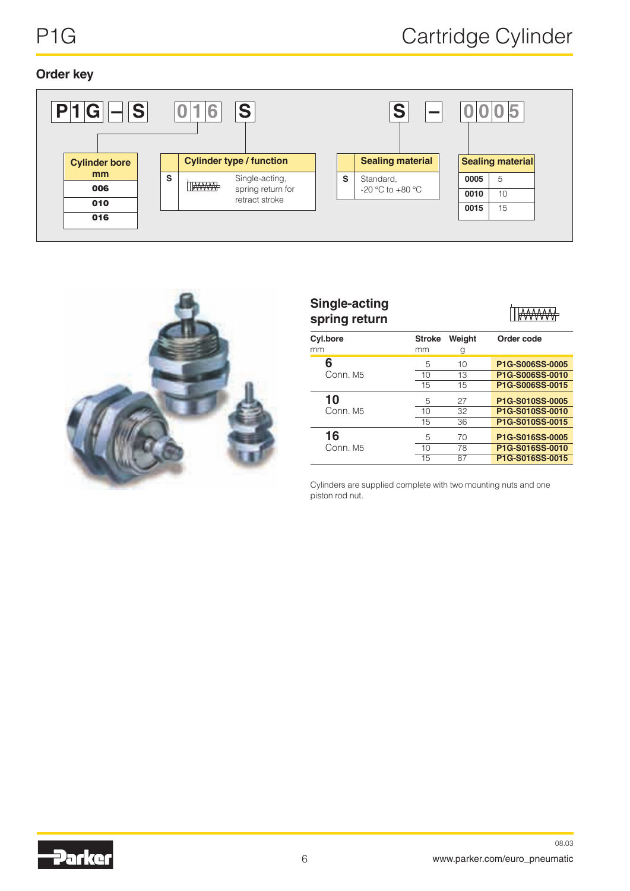# P1G Cartridge Cylinder

## Order key

**P1G – S 016 S S – 0005**

| Cylinder bore mm |
|---|
| 006 |
| 010 |
| 016 |

| | Cylinder type / function |
|---|---|
| S | Single-acting, spring return for retract stroke |

| | Sealing material |
|---|---|
| S | Standard, -20 °C to +80 °C |

| Sealing material | |
|---|---|
| 0005 | 5 |
| 0010 | 10 |
| 0015 | 15 |

## Single-acting spring return

| Cyl.bore mm | Stroke mm | Weight g | Order code |
|---|---|---|---|
| **6** Conn. M5 | 5 | 10 | **P1G-S006SS-0005** |
| | 10 | 13 | **P1G-S006SS-0010** |
| | 15 | 15 | **P1G-S006SS-0015** |
| **10** Conn. M5 | 5 | 27 | **P1G-S010SS-0005** |
| | 10 | 32 | **P1G-S010SS-0010** |
| | 15 | 36 | **P1G-S010SS-0015** |
| **16** Conn. M5 | 5 | 70 | **P1G-S016SS-0005** |
| | 10 | 78 | **P1G-S016SS-0010** |
| | 15 | 87 | **P1G-S016SS-0015** |

Cylinders are supplied complete with two mounting nuts and one piston rod nut.

08.03

www.parker.com/euro_pneumatic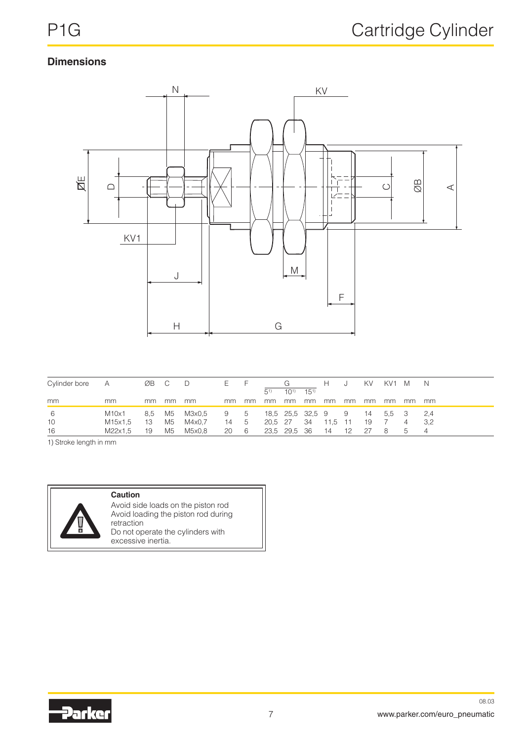# P1G Cartridge Cylinder

## Dimensions

| Cylinder bore | A | ØB | C | D | E | F | G | | | H | J | KV | KV1 | M | N |
|---|---|---|---|---|---|---|---|---|---|---|---|---|---|---|---|
| | | | | | | | 5[1] | 10[1] | 15[1] | | | | | | |
| mm | mm | mm | mm | mm | mm | mm | mm | mm | mm | mm | mm | mm | mm | mm | mm |
| 6 | M10x1 | 8,5 | M5 | M3x0,5 | 9 | 5 | 18,5 | 25,5 | 32,5 | 9 | 9 | 14 | 5,5 | 3 | 2,4 |
| 10 | M15x1,5 | 13 | M5 | M4x0,7 | 14 | 5 | 20,5 | 27 | 34 | 11,5 | 11 | 19 | 7 | 4 | 3,2 |
| 16 | M22x1,5 | 19 | M5 | M5x0,8 | 20 | 6 | 23,5 | 29,5 | 36 | 14 | 12 | 27 | 8 | 5 | 4 |

1) Stroke length in mm

**Caution**

Avoid side loads on the piston rod
Avoid loading the piston rod during retraction
Do not operate the cylinders with excessive inertia.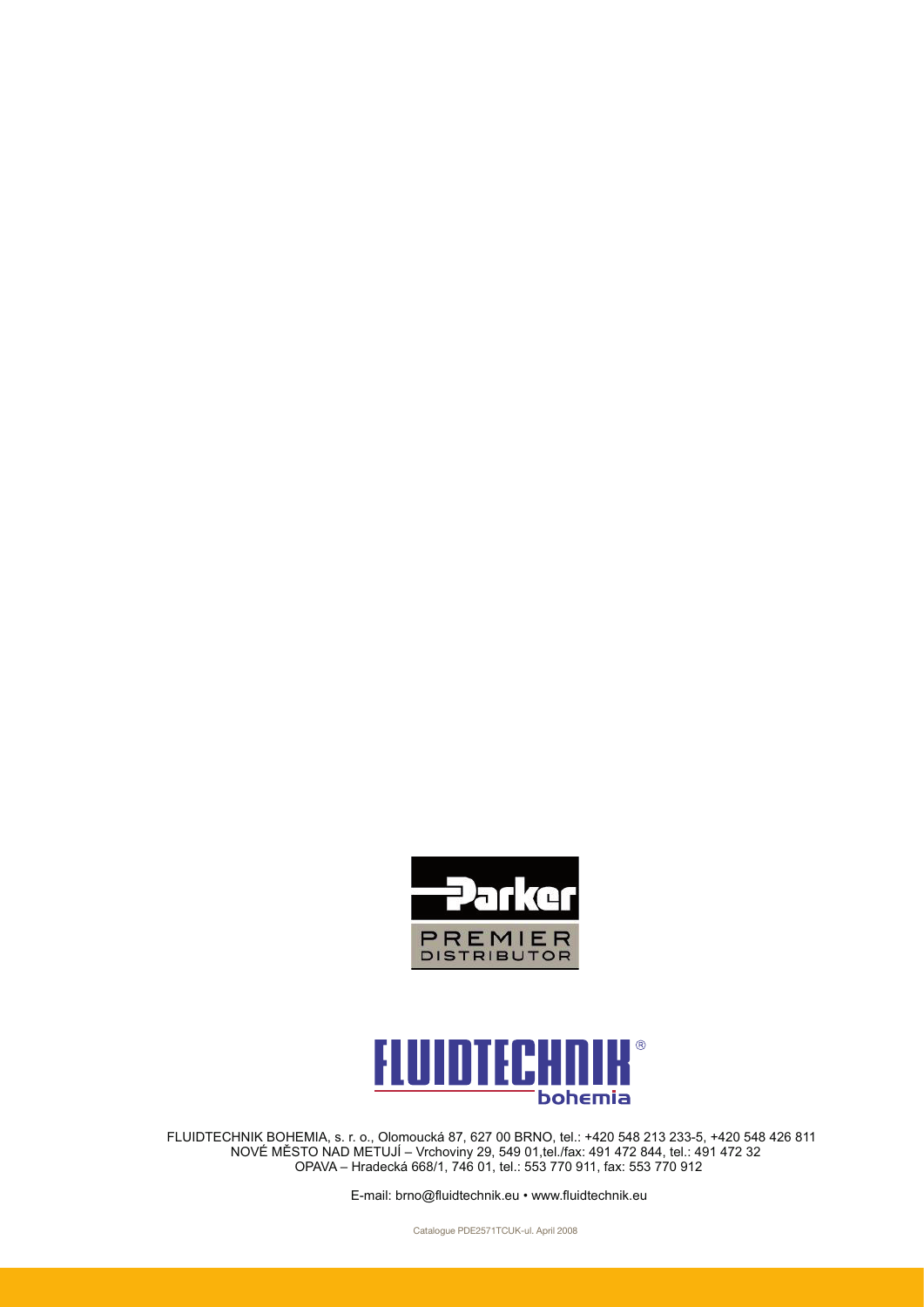FLUIDTECHNIK BOHEMIA, s. r. o., Olomoucká 87, 627 00 BRNO, tel.: +420 548 213 233-5, +420 548 426 811
NOVÉ MĚSTO NAD METUJÍ – Vrchoviny 29, 549 01,tel./fax: 491 472 844, tel.: 491 472 32
OPAVA – Hradecká 668/1, 746 01, tel.: 553 770 911, fax: 553 770 912

E-mail: brno@fluidtechnik.eu • www.fluidtechnik.eu

Catalogue PDE2571TCUK-ul. April 2008